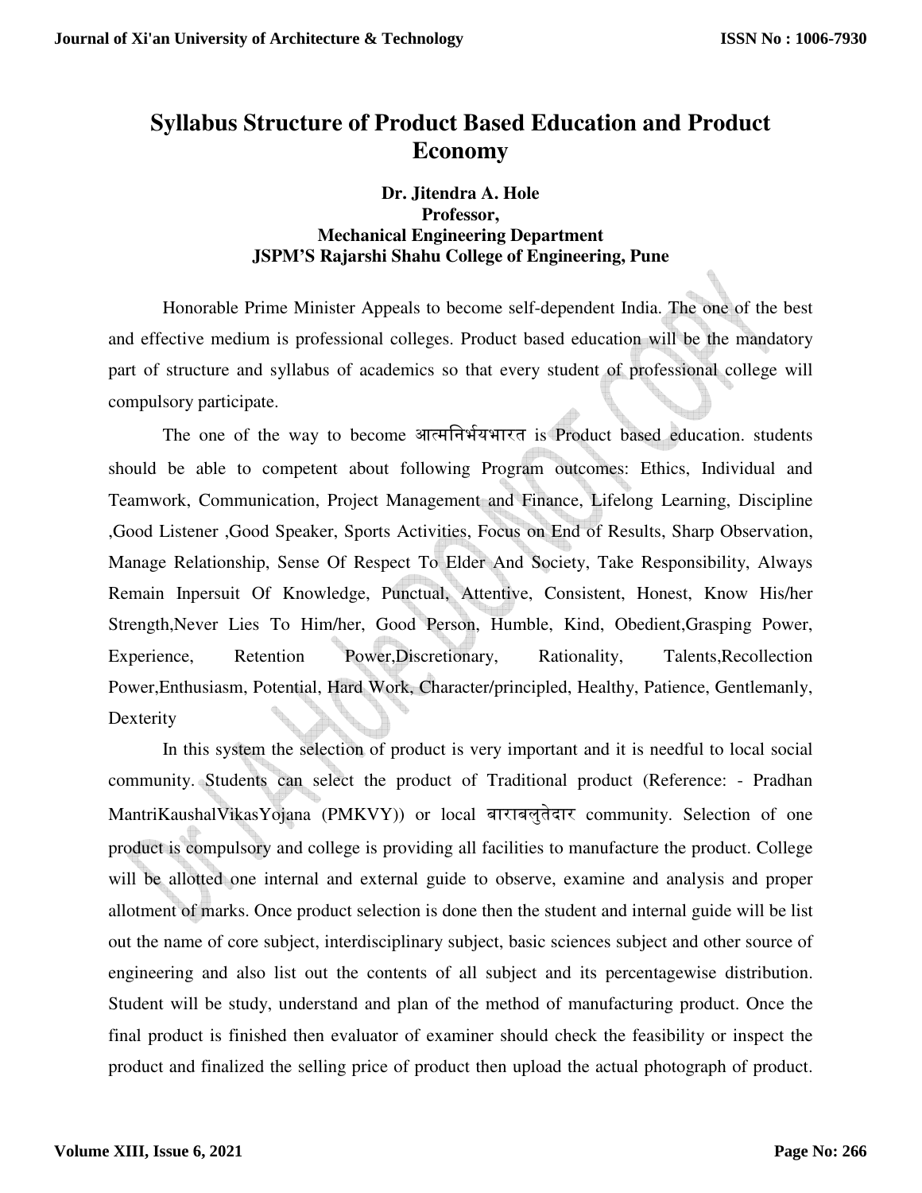# Syllabus Structure of Product Based Education and Product Economy

**Dr. Jitendra A. Hole**
**Professor,**
**Mechanical Engineering Department**
**JSPM'S Rajarshi Shahu College of Engineering, Pune**

Honorable Prime Minister Appeals to become self-dependent India. The one of the best and effective medium is professional colleges. Product based education will be the mandatory part of structure and syllabus of academics so that every student of professional college will compulsory participate.

The one of the way to become आत्मनिर्भयभारत is Product based education. students should be able to competent about following Program outcomes: Ethics, Individual and Teamwork, Communication, Project Management and Finance, Lifelong Learning, Discipline ,Good Listener ,Good Speaker, Sports Activities, Focus on End of Results, Sharp Observation, Manage Relationship, Sense Of Respect To Elder And Society, Take Responsibility, Always Remain Inpersuit Of Knowledge, Punctual, Attentive, Consistent, Honest, Know His/her Strength,Never Lies To Him/her, Good Person, Humble, Kind, Obedient,Grasping Power, Experience, Retention Power,Discretionary, Rationality, Talents,Recollection Power,Enthusiasm, Potential, Hard Work, Character/principled, Healthy, Patience, Gentlemanly, Dexterity

In this system the selection of product is very important and it is needful to local social community. Students can select the product of Traditional product (Reference: - Pradhan MantriKaushalVikasYojana (PMKVY)) or local बाराबलुतेदार community. Selection of one product is compulsory and college is providing all facilities to manufacture the product. College will be allotted one internal and external guide to observe, examine and analysis and proper allotment of marks. Once product selection is done then the student and internal guide will be list out the name of core subject, interdisciplinary subject, basic sciences subject and other source of engineering and also list out the contents of all subject and its percentagewise distribution. Student will be study, understand and plan of the method of manufacturing product. Once the final product is finished then evaluator of examiner should check the feasibility or inspect the product and finalized the selling price of product then upload the actual photograph of product.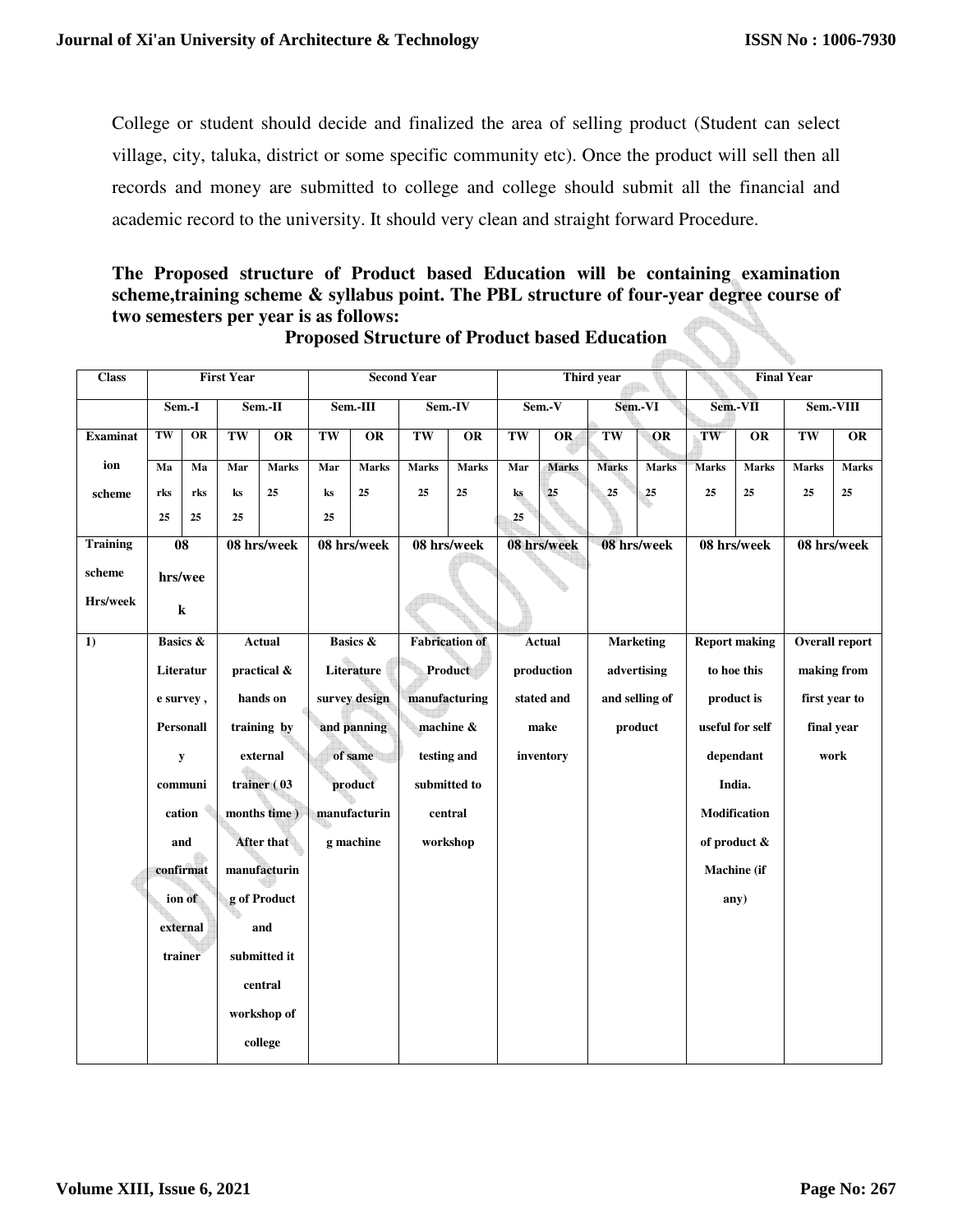College or student should decide and finalized the area of selling product (Student can select village, city, taluka, district or some specific community etc). Once the product will sell then all records and money are submitted to college and college should submit all the financial and academic record to the university. It should very clean and straight forward Procedure.

**The Proposed structure of Product based Education will be containing examination scheme,training scheme & syllabus point. The PBL structure of four-year degree course of two semesters per year is as follows:**

**Proposed Structure of Product based Education**

| Class | First Year | | | | Second Year | | | | Third year | | | | Final Year | | | |
|---|---|---|---|---|---|---|---|---|---|---|---|---|---|---|---|---|
| | Sem.-I | | Sem.-II | | Sem.-III | | Sem.-IV | | Sem.-V | | Sem.-VI | | Sem.-VII | | Sem.-VIII | |
| Examination scheme | TW Marks 25 | OR Marks 25 | TW Marks 25 | OR Marks 25 | TW Marks 25 | OR Marks 25 | TW Marks 25 | OR Marks 25 | TW Marks 25 | OR Marks 25 | TW Marks 25 | OR Marks 25 | TW Marks 25 | OR Marks 25 | TW Marks 25 | OR Marks 25 |
| Training scheme Hrs/week | 08 hrs/week | | 08 hrs/week | | 08 hrs/week | | 08 hrs/week | | 08 hrs/week | | 08 hrs/week | | 08 hrs/week | | 08 hrs/week | |
| 1) | Basics & Literature survey , Personally communication and confirmation of external trainer | | Actual practical & hands on training by external trainer ( 03 months time ) After that manufacturing of Product and submitted it central workshop of college | | Basics & Literature survey design and panning of same product manufacturing machine | | Fabrication of Product manufacturing machine & testing and submitted to central workshop | | Actual production stated and make inventory | | Marketing advertising and selling of product | | Report making to hoe this product is useful for self dependant India. Modification of product & Machine (if any) | | Overall report making from first year to final year work | |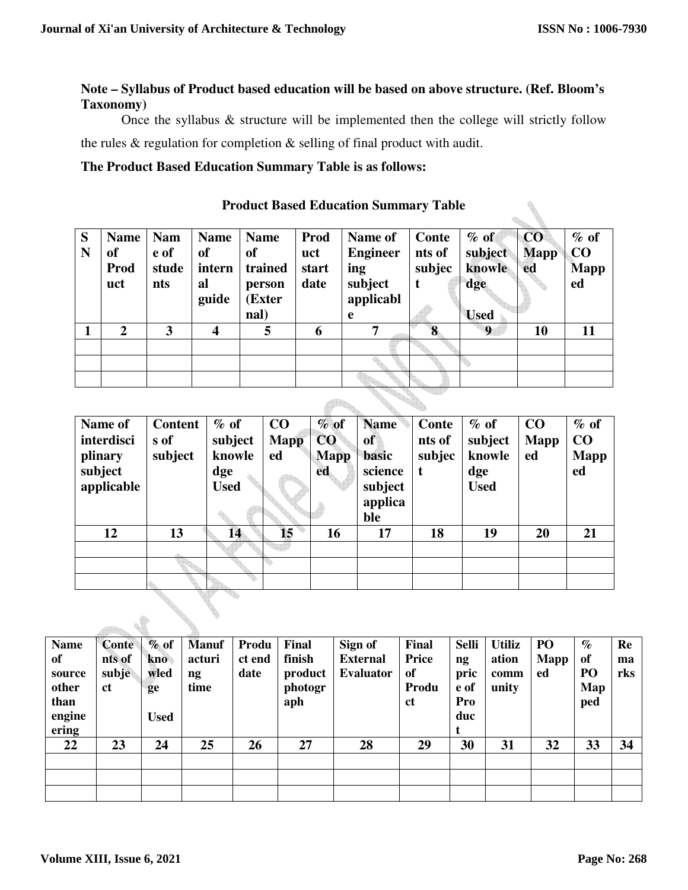**Note – Syllabus of Product based education will be based on above structure. (Ref. Bloom's Taxonomy)**

Once the syllabus & structure will be implemented then the college will strictly follow the rules & regulation for completion & selling of final product with audit.

**The Product Based Education Summary Table is as follows:**

**Product Based Education Summary Table**

| SN | Name of Product | Name of students | Name of internal guide | Name of trained person (External) | Product start date | Name of Engineering subject applicable | Contents of subject | % of subject knowledge Used | CO Mapped | % of CO Mapped |
|---|---|---|---|---|---|---|---|---|---|---|
| 1 | 2 | 3 | 4 | 5 | 6 | 7 | 8 | 9 | 10 | 11 |
| | | | | | | | | | | |
| | | | | | | | | | | |
| | | | | | | | | | | |

| Name of interdisciplinary subject applicable | Contents of subject | % of subject knowledge Used | CO Mapped | % of CO Mapped | Name of basic science subject applicable | Contents of subject | % of subject knowledge Used | CO Mapped | % of CO Mapped |
|---|---|---|---|---|---|---|---|---|---|
| 12 | 13 | 14 | 15 | 16 | 17 | 18 | 19 | 20 | 21 |
| | | | | | | | | | |
| | | | | | | | | | |
| | | | | | | | | | |

| Name of source other than engineering | Contents of subject | % of knowledge Used | Manufacturing time | Product end date | Final finish product photograph | Sign of External Evaluator | Final Price of Product | Selling price of Product | Utilization community | PO Mapped | % of PO Mapped | Remarks |
|---|---|---|---|---|---|---|---|---|---|---|---|---|
| 22 | 23 | 24 | 25 | 26 | 27 | 28 | 29 | 30 | 31 | 32 | 33 | 34 |
| | | | | | | | | | | | | |
| | | | | | | | | | | | | |
| | | | | | | | | | | | | |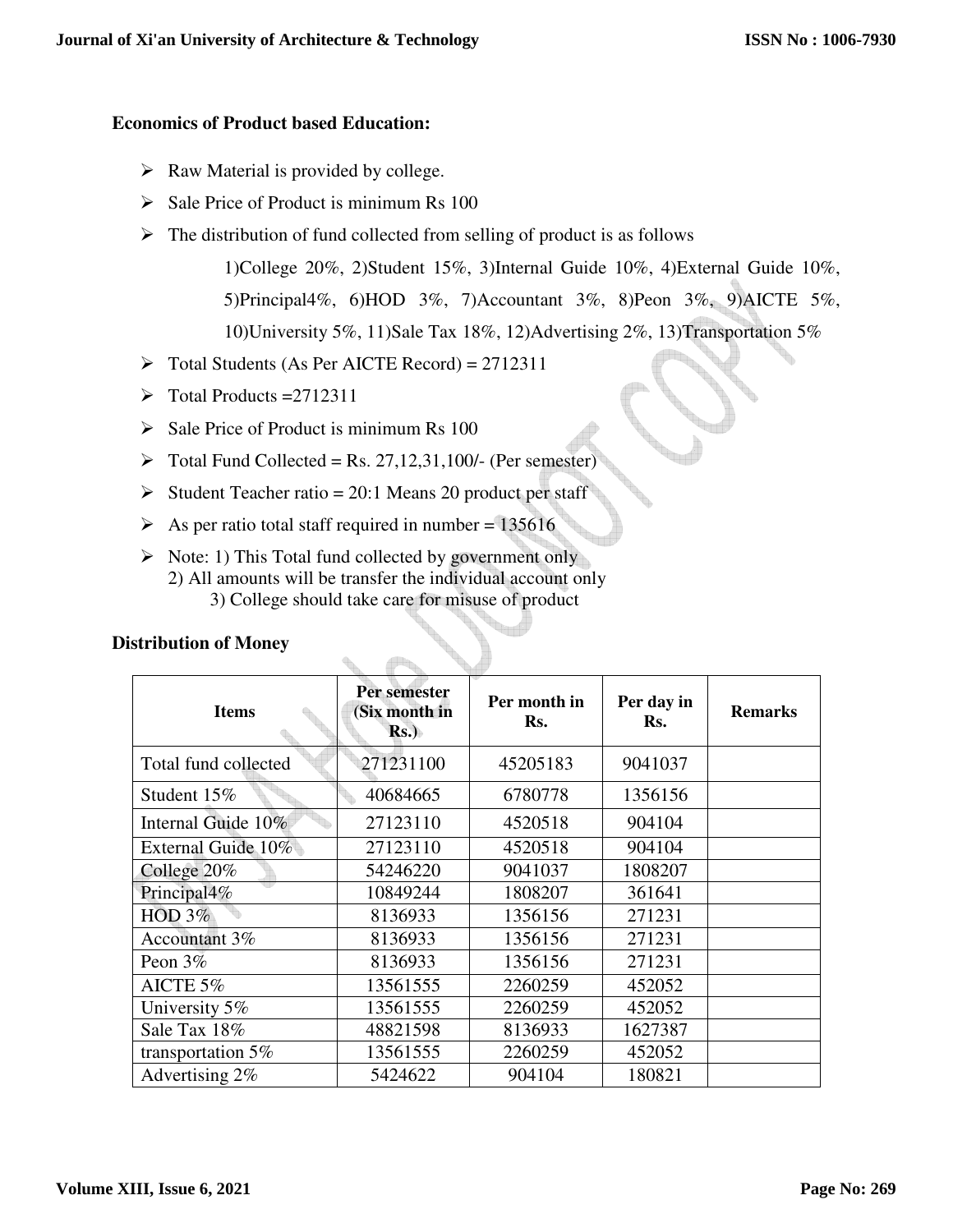**Economics of Product based Education:**

- Raw Material is provided by college.
- Sale Price of Product is minimum Rs 100
- The distribution of fund collected from selling of product is as follows

  1)College 20%, 2)Student 15%, 3)Internal Guide 10%, 4)External Guide 10%, 5)Principal4%, 6)HOD 3%, 7)Accountant 3%, 8)Peon 3%, 9)AICTE 5%, 10)University 5%, 11)Sale Tax 18%, 12)Advertising 2%, 13)Transportation 5%
- Total Students (As Per AICTE Record) = 2712311
- Total Products =2712311
- Sale Price of Product is minimum Rs 100
- Total Fund Collected = Rs. 27,12,31,100/- (Per semester)
- Student Teacher ratio = 20:1 Means 20 product per staff
- As per ratio total staff required in number = 135616
- Note: 1) This Total fund collected by government only
  2) All amounts will be transfer the individual account only
  3) College should take care for misuse of product

**Distribution of Money**

| Items | Per semester (Six month in Rs.) | Per month in Rs. | Per day in Rs. | Remarks |
|---|---|---|---|---|
| Total fund collected | 271231100 | 45205183 | 9041037 | |
| Student 15% | 40684665 | 6780778 | 1356156 | |
| Internal Guide 10% | 27123110 | 4520518 | 904104 | |
| External Guide 10% | 27123110 | 4520518 | 904104 | |
| College 20% | 54246220 | 9041037 | 1808207 | |
| Principal4% | 10849244 | 1808207 | 361641 | |
| HOD 3% | 8136933 | 1356156 | 271231 | |
| Accountant 3% | 8136933 | 1356156 | 271231 | |
| Peon 3% | 8136933 | 1356156 | 271231 | |
| AICTE 5% | 13561555 | 2260259 | 452052 | |
| University 5% | 13561555 | 2260259 | 452052 | |
| Sale Tax 18% | 48821598 | 8136933 | 1627387 | |
| transportation 5% | 13561555 | 2260259 | 452052 | |
| Advertising 2% | 5424622 | 904104 | 180821 | |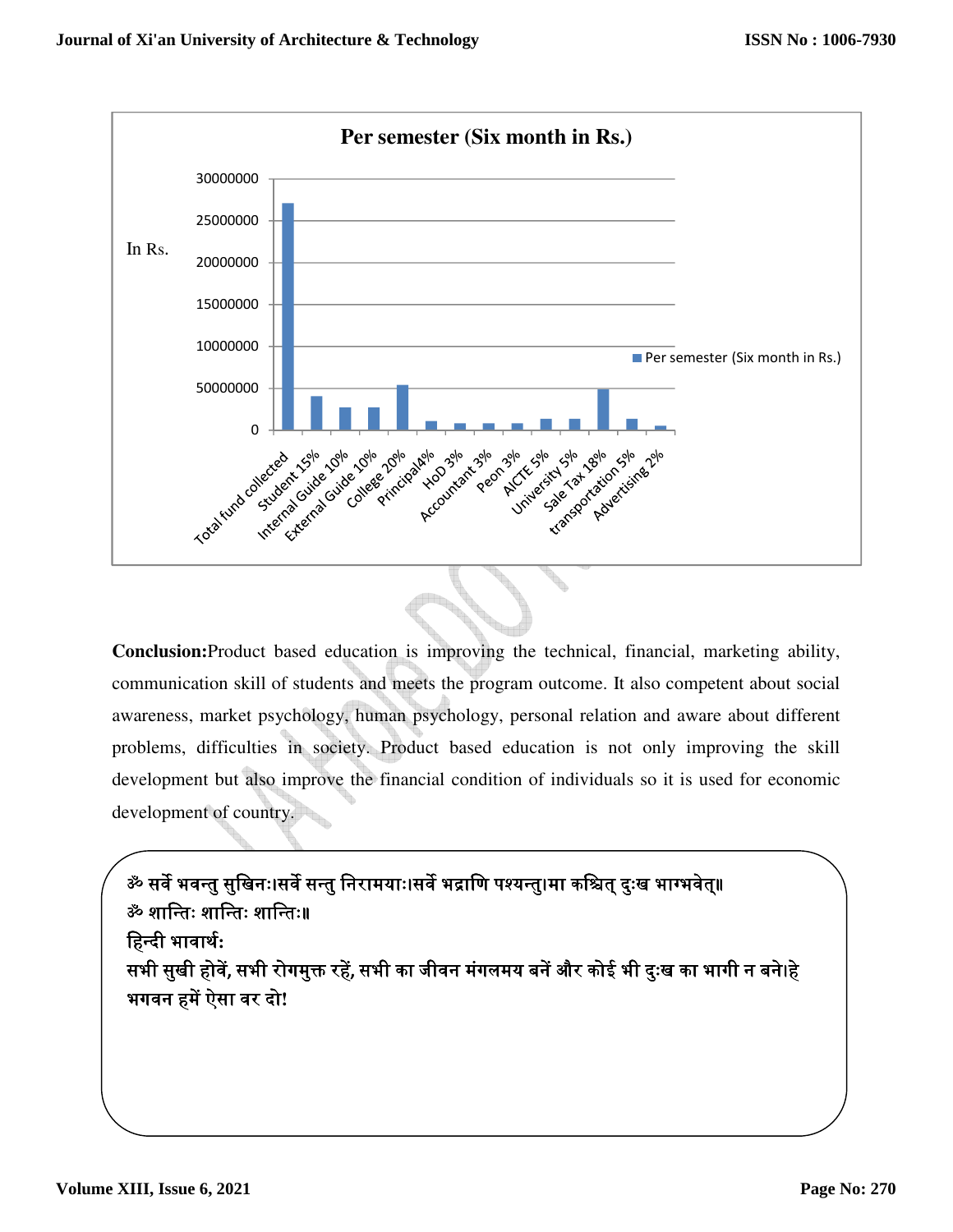Per semester (Six month in Rs.)

In Rs.

30000000
25000000
20000000
15000000
10000000
50000000
0

Total fund collected
Student 15%
Internal Guide 10%
External Guide 10%
College 20%
Principal4%
HoD 3%
Accountant 3%
Peon 3%
AICTE 5%
University 5%
Sale Tax 18%
transportation 5%
Advertising 2%

Per semester (Six month in Rs.)

**Conclusion:**Product based education is improving the technical, financial, marketing ability, communication skill of students and meets the program outcome. It also competent about social awareness, market psychology, human psychology, personal relation and aware about different problems, difficulties in society. Product based education is not only improving the skill development but also improve the financial condition of individuals so it is used for economic development of country.

ॐ सर्वे भवन्तु सुखिनः।सर्वे सन्तु निरामयाः।सर्वे भद्राणि पश्यन्तु।मा कश्चित् दुःख भाग्भवेत्॥
ॐ शान्तिः शान्तिः शान्तिः॥
हिन्दी भावार्थ:
सभी सुखी होवें, सभी रोगमुक्त रहें, सभी का जीवन मंगलमय बनें और कोई भी दुःख का भागी न बने।हे भगवन हमें ऐसा वर दो!